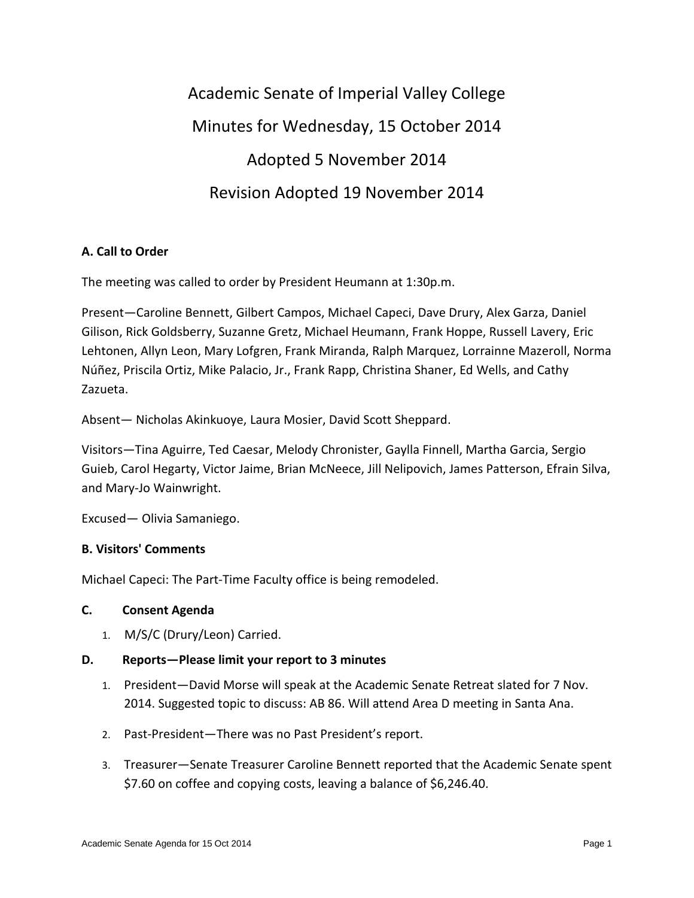# Academic Senate of Imperial Valley College

## Minutes for Wednesday, 15 October 2014

## Adopted 5 November 2014

## Revision Adopted 19 November 2014

**A. Call to Order**

The meeting was called to order by President Heumann at 1:30p.m.

Present—Caroline Bennett, Gilbert Campos, Michael Capeci, Dave Drury, Alex Garza, Daniel Gilison, Rick Goldsberry, Suzanne Gretz, Michael Heumann, Frank Hoppe, Russell Lavery, Eric Lehtonen, Allyn Leon, Mary Lofgren, Frank Miranda, Ralph Marquez, Lorrainne Mazeroll, Norma Núñez, Priscila Ortiz, Mike Palacio, Jr., Frank Rapp, Christina Shaner, Ed Wells, and Cathy Zazueta.

Absent— Nicholas Akinkuoye, Laura Mosier, David Scott Sheppard.

Visitors—Tina Aguirre, Ted Caesar, Melody Chronister, Gaylla Finnell, Martha Garcia, Sergio Guieb, Carol Hegarty, Victor Jaime, Brian McNeece, Jill Nelipovich, James Patterson, Efrain Silva, and Mary-Jo Wainwright.

Excused— Olivia Samaniego.

**B. Visitors' Comments**

Michael Capeci: The Part-Time Faculty office is being remodeled.

**C. Consent Agenda**

1. M/S/C (Drury/Leon) Carried.

**D. Reports—Please limit your report to 3 minutes**

1. President—David Morse will speak at the Academic Senate Retreat slated for 7 Nov. 2014. Suggested topic to discuss: AB 86. Will attend Area D meeting in Santa Ana.
2. Past-President—There was no Past President's report.
3. Treasurer—Senate Treasurer Caroline Bennett reported that the Academic Senate spent $7.60 on coffee and copying costs, leaving a balance of $6,246.40.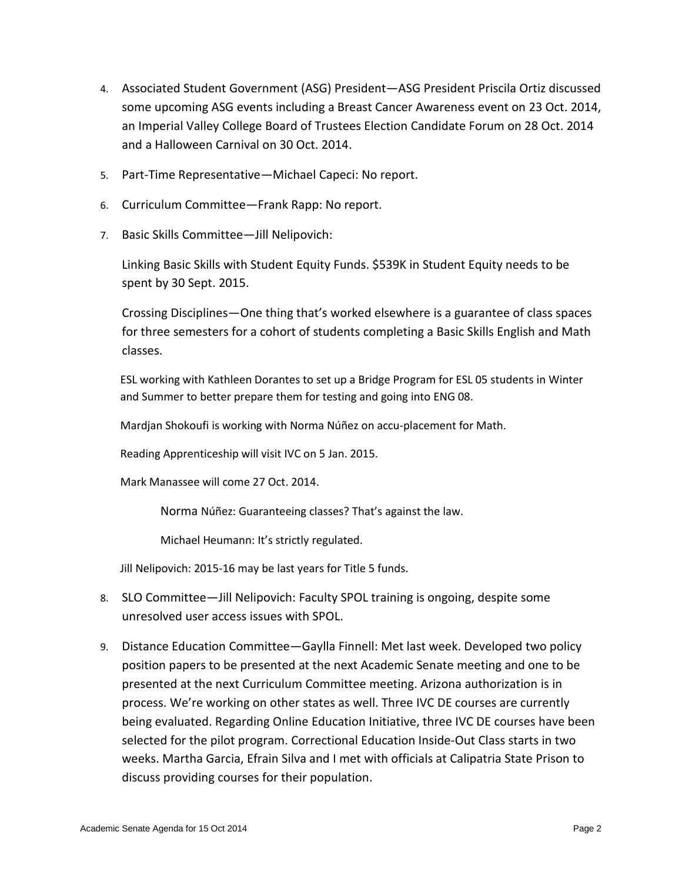4. Associated Student Government (ASG) President—ASG President Priscila Ortiz discussed some upcoming ASG events including a Breast Cancer Awareness event on 23 Oct. 2014, an Imperial Valley College Board of Trustees Election Candidate Forum on 28 Oct. 2014 and a Halloween Carnival on 30 Oct. 2014.

5. Part-Time Representative—Michael Capeci: No report.

6. Curriculum Committee—Frank Rapp: No report.

7. Basic Skills Committee—Jill Nelipovich:

   Linking Basic Skills with Student Equity Funds. $539K in Student Equity needs to be spent by 30 Sept. 2015.

   Crossing Disciplines—One thing that's worked elsewhere is a guarantee of class spaces for three semesters for a cohort of students completing a Basic Skills English and Math classes.

   ESL working with Kathleen Dorantes to set up a Bridge Program for ESL 05 students in Winter and Summer to better prepare them for testing and going into ENG 08.

   Mardjan Shokoufi is working with Norma Núñez on accu-placement for Math.

   Reading Apprenticeship will visit IVC on 5 Jan. 2015.

   Mark Manassee will come 27 Oct. 2014.

   > Norma Núñez: Guaranteeing classes? That's against the law.
   >
   > Michael Heumann: It's strictly regulated.

   Jill Nelipovich: 2015-16 may be last years for Title 5 funds.

8. SLO Committee—Jill Nelipovich: Faculty SPOL training is ongoing, despite some unresolved user access issues with SPOL.

9. Distance Education Committee—Gaylla Finnell: Met last week. Developed two policy position papers to be presented at the next Academic Senate meeting and one to be presented at the next Curriculum Committee meeting. Arizona authorization is in process. We're working on other states as well. Three IVC DE courses are currently being evaluated. Regarding Online Education Initiative, three IVC DE courses have been selected for the pilot program. Correctional Education Inside-Out Class starts in two weeks. Martha Garcia, Efrain Silva and I met with officials at Calipatria State Prison to discuss providing courses for their population.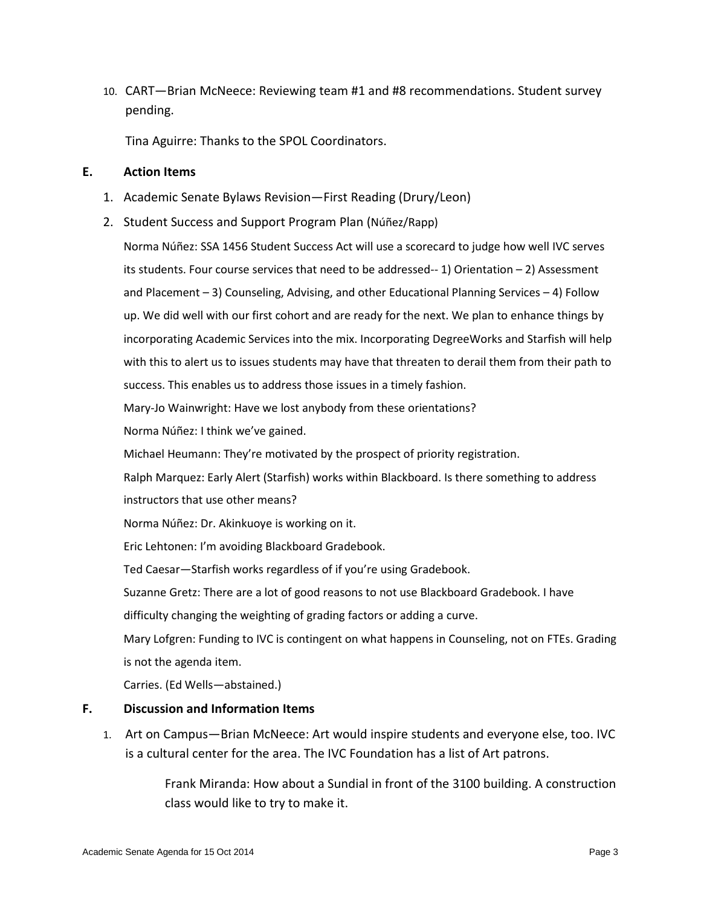10. CART—Brian McNeece: Reviewing team #1 and #8 recommendations. Student survey pending.

    Tina Aguirre: Thanks to the SPOL Coordinators.

## E. Action Items

1. Academic Senate Bylaws Revision—First Reading (Drury/Leon)
2. Student Success and Support Program Plan (Núñez/Rapp)

   Norma Núñez: SSA 1456 Student Success Act will use a scorecard to judge how well IVC serves its students. Four course services that need to be addressed-- 1) Orientation – 2) Assessment and Placement – 3) Counseling, Advising, and other Educational Planning Services – 4) Follow up. We did well with our first cohort and are ready for the next. We plan to enhance things by incorporating Academic Services into the mix. Incorporating DegreeWorks and Starfish will help with this to alert us to issues students may have that threaten to derail them from their path to success. This enables us to address those issues in a timely fashion.

   Mary-Jo Wainwright: Have we lost anybody from these orientations?

   Norma Núñez: I think we've gained.

   Michael Heumann: They're motivated by the prospect of priority registration.

   Ralph Marquez: Early Alert (Starfish) works within Blackboard. Is there something to address instructors that use other means?

   Norma Núñez: Dr. Akinkuoye is working on it.

   Eric Lehtonen: I'm avoiding Blackboard Gradebook.

   Ted Caesar—Starfish works regardless of if you're using Gradebook.

   Suzanne Gretz: There are a lot of good reasons to not use Blackboard Gradebook. I have difficulty changing the weighting of grading factors or adding a curve.

   Mary Lofgren: Funding to IVC is contingent on what happens in Counseling, not on FTEs. Grading is not the agenda item.

   Carries. (Ed Wells—abstained.)

## F. Discussion and Information Items

1. Art on Campus—Brian McNeece: Art would inspire students and everyone else, too. IVC is a cultural center for the area. The IVC Foundation has a list of Art patrons.

   Frank Miranda: How about a Sundial in front of the 3100 building. A construction class would like to try to make it.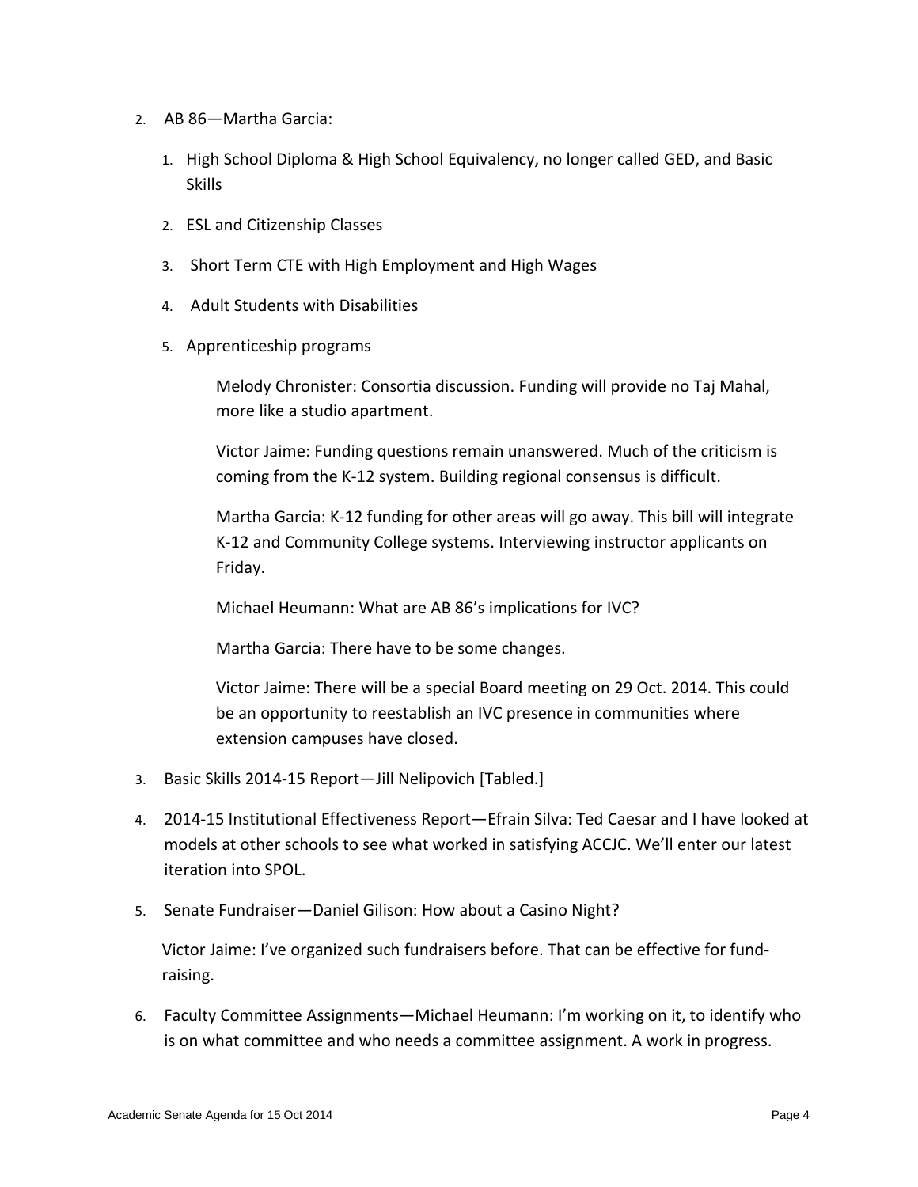2. AB 86—Martha Garcia:

    1. High School Diploma & High School Equivalency, no longer called GED, and Basic Skills
    2. ESL and Citizenship Classes
    3. Short Term CTE with High Employment and High Wages
    4. Adult Students with Disabilities
    5. Apprenticeship programs

    Melody Chronister: Consortia discussion. Funding will provide no Taj Mahal, more like a studio apartment.

    Victor Jaime: Funding questions remain unanswered. Much of the criticism is coming from the K-12 system. Building regional consensus is difficult.

    Martha Garcia: K-12 funding for other areas will go away. This bill will integrate K-12 and Community College systems. Interviewing instructor applicants on Friday.

    Michael Heumann: What are AB 86's implications for IVC?

    Martha Garcia: There have to be some changes.

    Victor Jaime: There will be a special Board meeting on 29 Oct. 2014. This could be an opportunity to reestablish an IVC presence in communities where extension campuses have closed.

3. Basic Skills 2014-15 Report—Jill Nelipovich [Tabled.]

4. 2014-15 Institutional Effectiveness Report—Efrain Silva: Ted Caesar and I have looked at models at other schools to see what worked in satisfying ACCJC. We'll enter our latest iteration into SPOL.

5. Senate Fundraiser—Daniel Gilison: How about a Casino Night?

    Victor Jaime: I've organized such fundraisers before. That can be effective for fund-raising.

6. Faculty Committee Assignments—Michael Heumann: I'm working on it, to identify who is on what committee and who needs a committee assignment. A work in progress.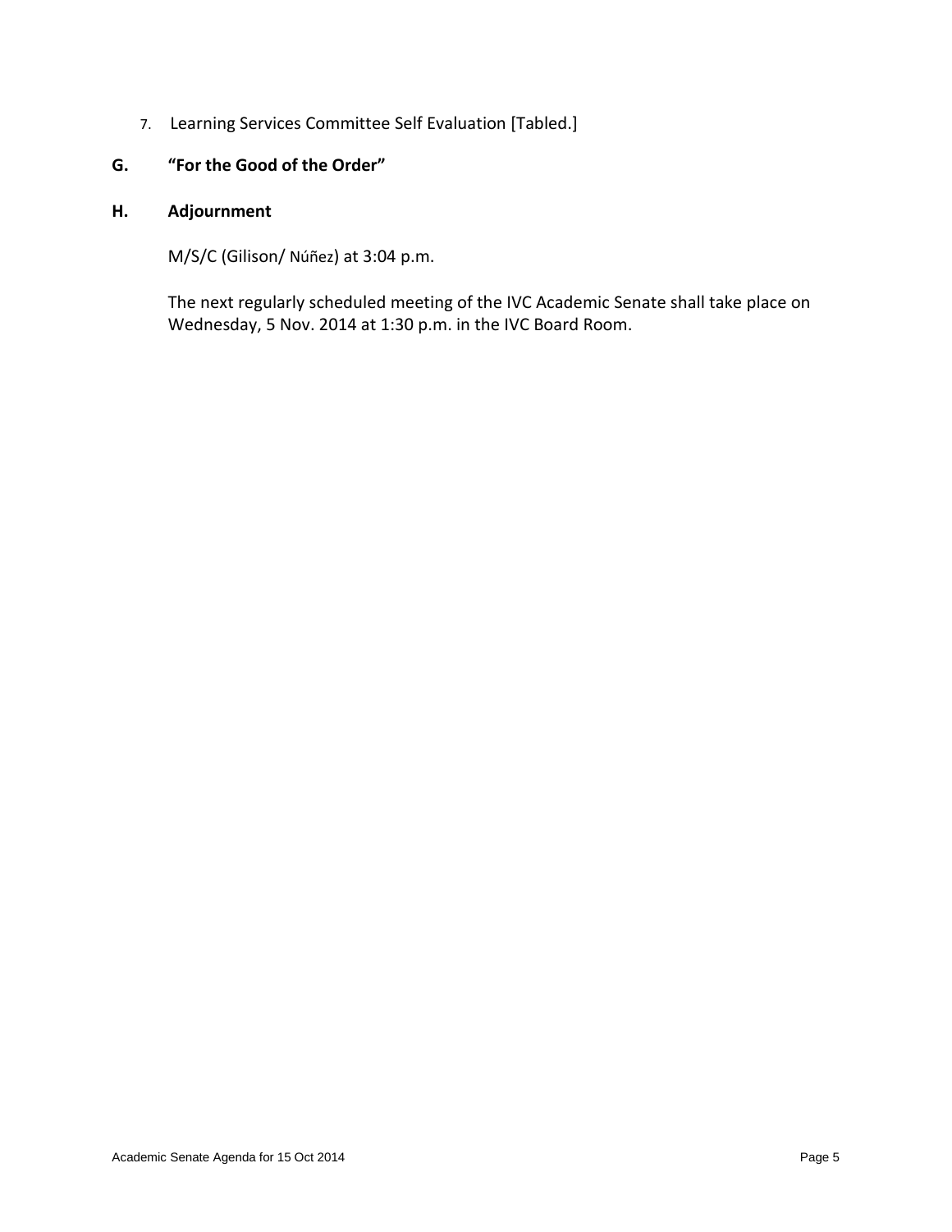7. Learning Services Committee Self Evaluation [Tabled.]

## G. "For the Good of the Order"

## H. Adjournment

M/S/C (Gilison/ Núñez) at 3:04 p.m.

The next regularly scheduled meeting of the IVC Academic Senate shall take place on Wednesday, 5 Nov. 2014 at 1:30 p.m. in the IVC Board Room.